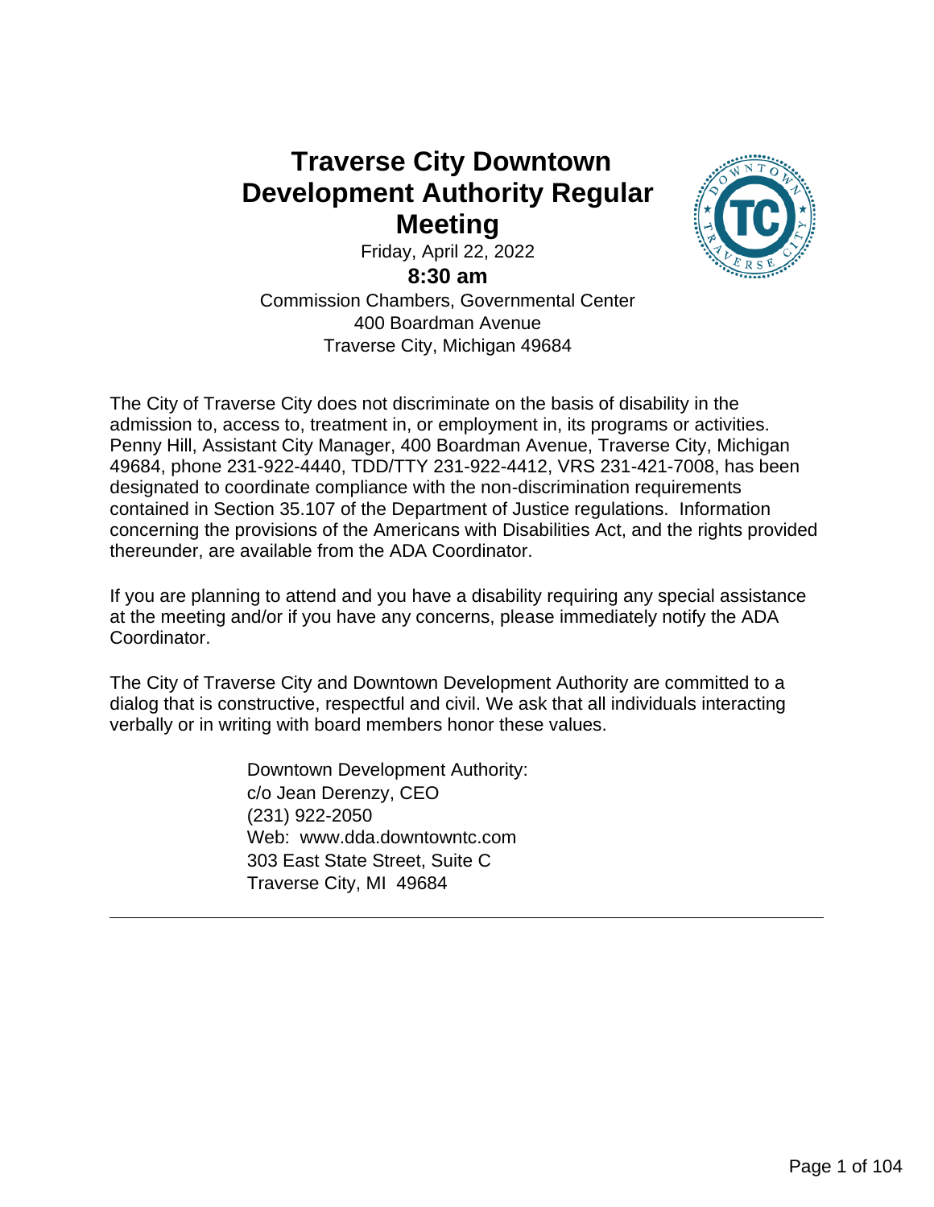# Traverse City Downtown Development Authority Regular Meeting

Friday, April 22, 2022

**8:30 am**

Commission Chambers, Governmental Center
400 Boardman Avenue
Traverse City, Michigan 49684

The City of Traverse City does not discriminate on the basis of disability in the admission to, access to, treatment in, or employment in, its programs or activities. Penny Hill, Assistant City Manager, 400 Boardman Avenue, Traverse City, Michigan 49684, phone 231-922-4440, TDD/TTY 231-922-4412, VRS 231-421-7008, has been designated to coordinate compliance with the non-discrimination requirements contained in Section 35.107 of the Department of Justice regulations. Information concerning the provisions of the Americans with Disabilities Act, and the rights provided thereunder, are available from the ADA Coordinator.

If you are planning to attend and you have a disability requiring any special assistance at the meeting and/or if you have any concerns, please immediately notify the ADA Coordinator.

The City of Traverse City and Downtown Development Authority are committed to a dialog that is constructive, respectful and civil. We ask that all individuals interacting verbally or in writing with board members honor these values.

Downtown Development Authority:
c/o Jean Derenzy, CEO
(231) 922-2050
Web: www.dda.downtowntc.com
303 East State Street, Suite C
Traverse City, MI 49684

---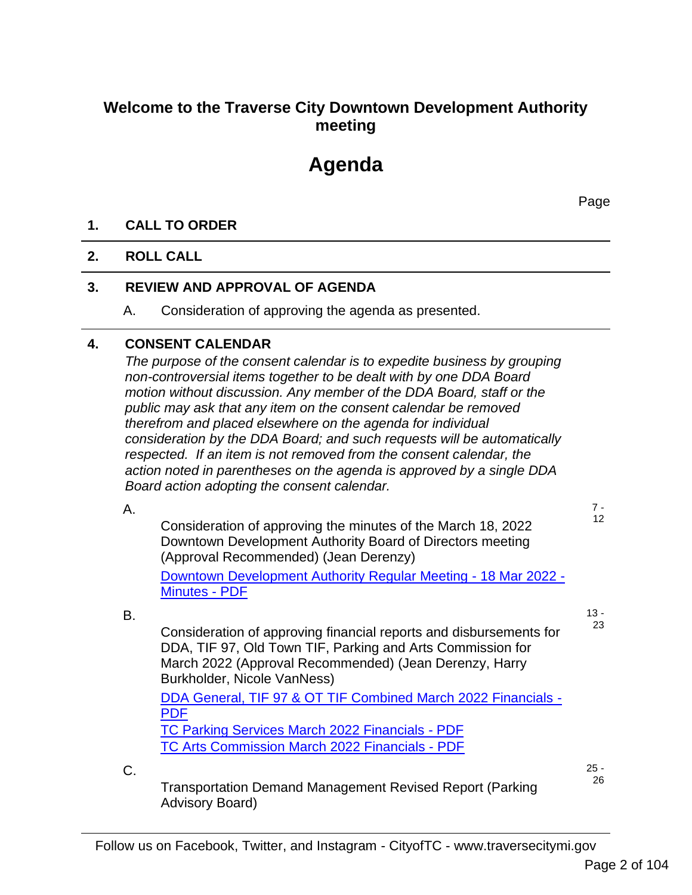## Welcome to the Traverse City Downtown Development Authority meeting

# Agenda

Page

**1. CALL TO ORDER**

**2. ROLL CALL**

**3. REVIEW AND APPROVAL OF AGENDA**

A. Consideration of approving the agenda as presented.

**4. CONSENT CALENDAR**

*The purpose of the consent calendar is to expedite business by grouping non-controversial items together to be dealt with by one DDA Board motion without discussion. Any member of the DDA Board, staff or the public may ask that any item on the consent calendar be removed therefrom and placed elsewhere on the agenda for individual consideration by the DDA Board; and such requests will be automatically respected. If an item is not removed from the consent calendar, the action noted in parentheses on the agenda is approved by a single DDA Board action adopting the consent calendar.*

A. Consideration of approving the minutes of the March 18, 2022 Downtown Development Authority Board of Directors meeting (Approval Recommended) (Jean Derenzy) — 7 - 12

Downtown Development Authority Regular Meeting - 18 Mar 2022 - Minutes - PDF

B. Consideration of approving financial reports and disbursements for DDA, TIF 97, Old Town TIF, Parking and Arts Commission for March 2022 (Approval Recommended) (Jean Derenzy, Harry Burkholder, Nicole VanNess) — 13 - 23

DDA General, TIF 97 & OT TIF Combined March 2022 Financials - PDF
TC Parking Services March 2022 Financials - PDF
TC Arts Commission March 2022 Financials - PDF

C. Transportation Demand Management Revised Report (Parking Advisory Board) — 25 - 26

Follow us on Facebook, Twitter, and Instagram - CityofTC - www.traversecitymi.gov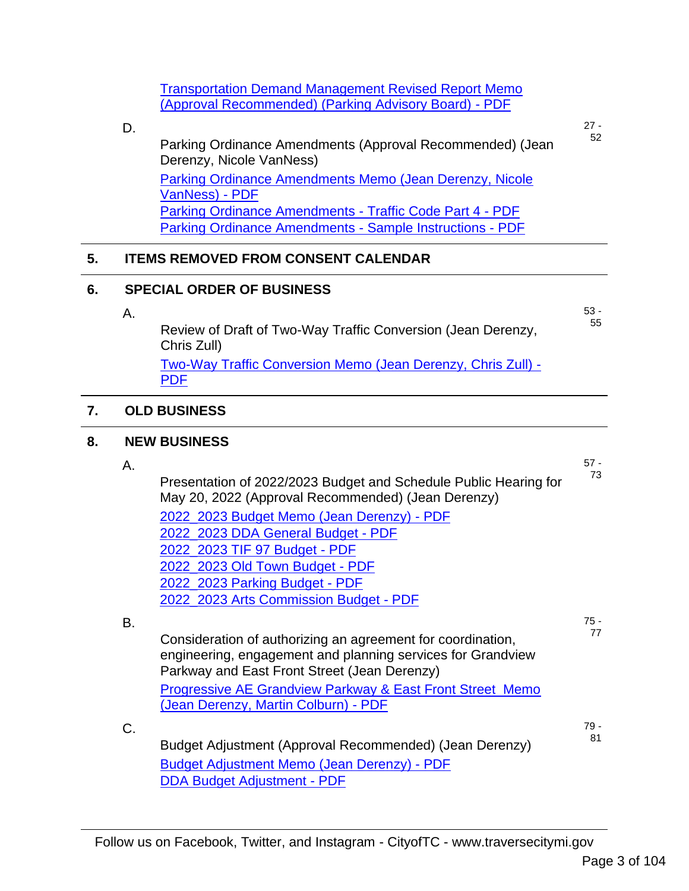Transportation Demand Management Revised Report Memo (Approval Recommended) (Parking Advisory Board) - PDF

D. Parking Ordinance Amendments (Approval Recommended) (Jean Derenzy, Nicole VanNess) — 27 - 52

Parking Ordinance Amendments Memo (Jean Derenzy, Nicole VanNess) - PDF
Parking Ordinance Amendments - Traffic Code Part 4 - PDF
Parking Ordinance Amendments - Sample Instructions - PDF

## 5. ITEMS REMOVED FROM CONSENT CALENDAR

## 6. SPECIAL ORDER OF BUSINESS

A. Review of Draft of Two-Way Traffic Conversion (Jean Derenzy, Chris Zull) — 53 - 55

Two-Way Traffic Conversion Memo (Jean Derenzy, Chris Zull) - PDF

## 7. OLD BUSINESS

## 8. NEW BUSINESS

A. Presentation of 2022/2023 Budget and Schedule Public Hearing for May 20, 2022 (Approval Recommended) (Jean Derenzy) — 57 - 73

2022_2023 Budget Memo (Jean Derenzy) - PDF
2022_2023 DDA General Budget - PDF
2022_2023 TIF 97 Budget - PDF
2022_2023 Old Town Budget - PDF
2022_2023 Parking Budget - PDF
2022_2023 Arts Commission Budget - PDF

B. Consideration of authorizing an agreement for coordination, engineering, engagement and planning services for Grandview Parkway and East Front Street (Jean Derenzy) — 75 - 77

Progressive AE Grandview Parkway & East Front Street Memo (Jean Derenzy, Martin Colburn) - PDF

C. Budget Adjustment (Approval Recommended) (Jean Derenzy) — 79 - 81

Budget Adjustment Memo (Jean Derenzy) - PDF
DDA Budget Adjustment - PDF

Follow us on Facebook, Twitter, and Instagram - CityofTC - www.traversecitymi.gov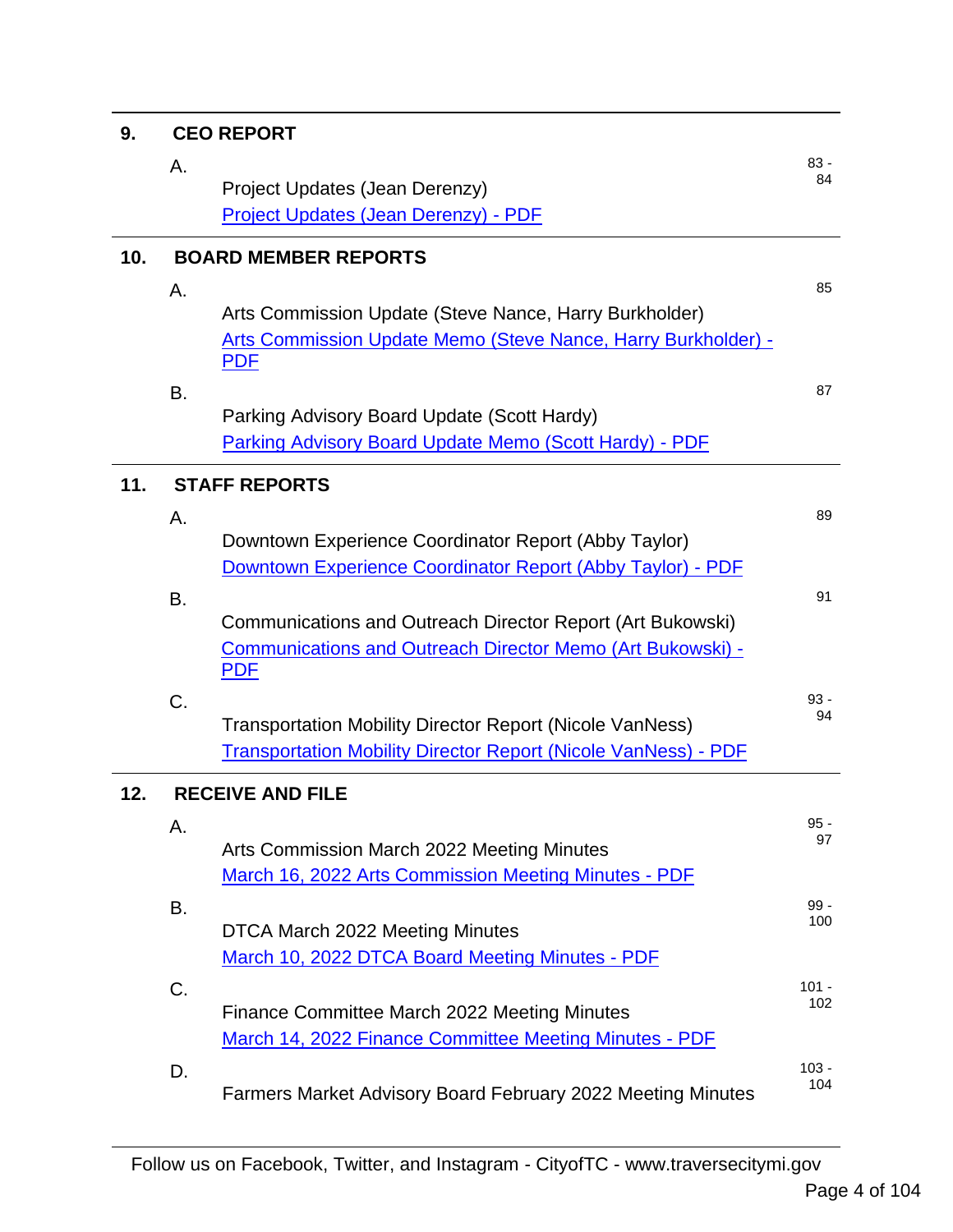## 9. CEO REPORT

A. Project Updates (Jean Derenzy) — 83 - 84

[Project Updates (Jean Derenzy) - PDF]

## 10. BOARD MEMBER REPORTS

A. Arts Commission Update (Steve Nance, Harry Burkholder) — 85

[Arts Commission Update Memo (Steve Nance, Harry Burkholder) - PDF]

B. Parking Advisory Board Update (Scott Hardy) — 87

[Parking Advisory Board Update Memo (Scott Hardy) - PDF]

## 11. STAFF REPORTS

A. Downtown Experience Coordinator Report (Abby Taylor) — 89

[Downtown Experience Coordinator Report (Abby Taylor) - PDF]

B. Communications and Outreach Director Report (Art Bukowski) — 91

[Communications and Outreach Director Memo (Art Bukowski) - PDF]

C. Transportation Mobility Director Report (Nicole VanNess) — 93 - 94

[Transportation Mobility Director Report (Nicole VanNess) - PDF]

## 12. RECEIVE AND FILE

A. Arts Commission March 2022 Meeting Minutes — 95 - 97

[March 16, 2022 Arts Commission Meeting Minutes - PDF]

B. DTCA March 2022 Meeting Minutes — 99 - 100

[March 10, 2022 DTCA Board Meeting Minutes - PDF]

C. Finance Committee March 2022 Meeting Minutes — 101 - 102

[March 14, 2022 Finance Committee Meeting Minutes - PDF]

D. Farmers Market Advisory Board February 2022 Meeting Minutes — 103 - 104

Follow us on Facebook, Twitter, and Instagram - CityofTC - www.traversecitymi.gov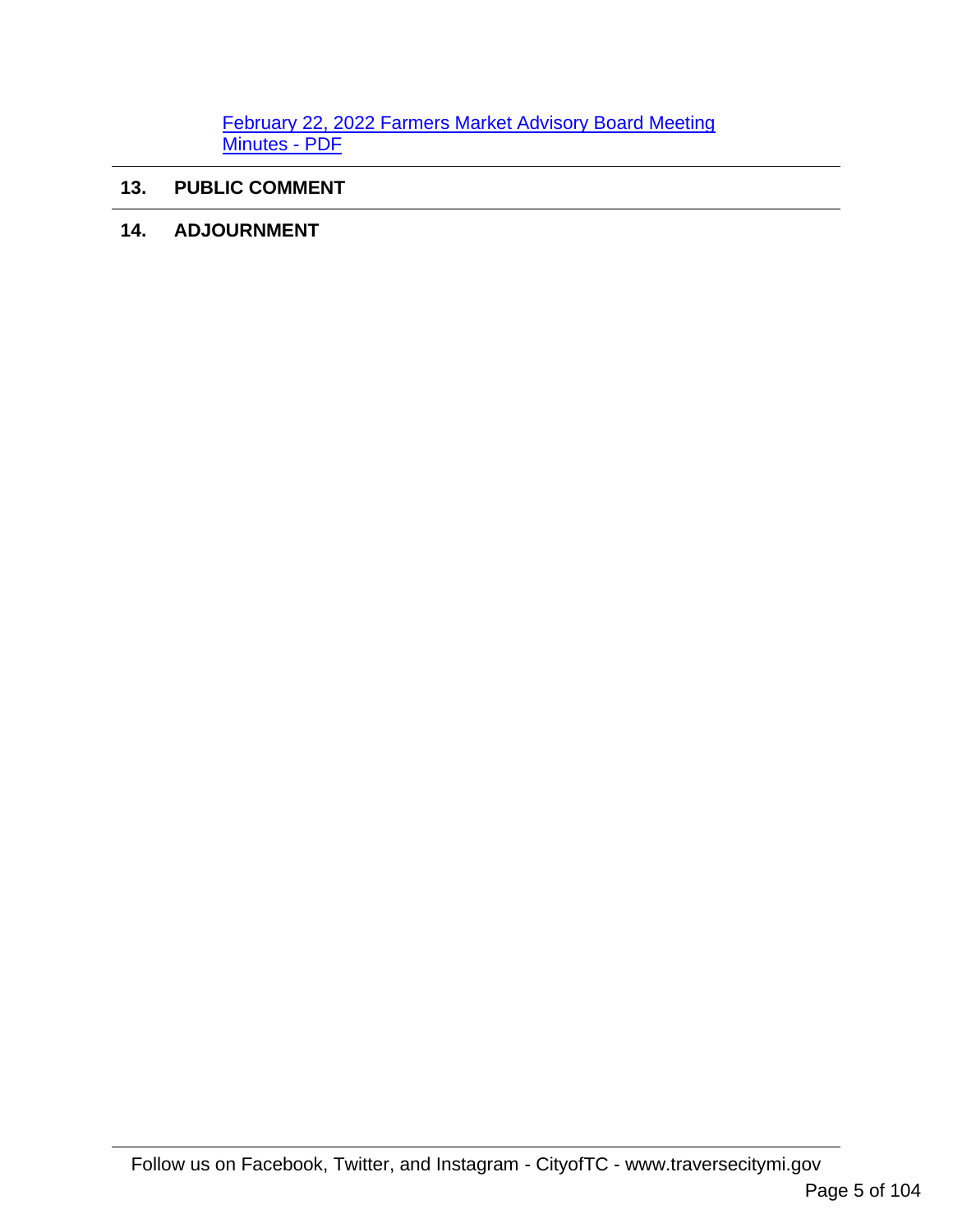February 22, 2022 Farmers Market Advisory Board Meeting Minutes - PDF

## 13. PUBLIC COMMENT

## 14. ADJOURNMENT